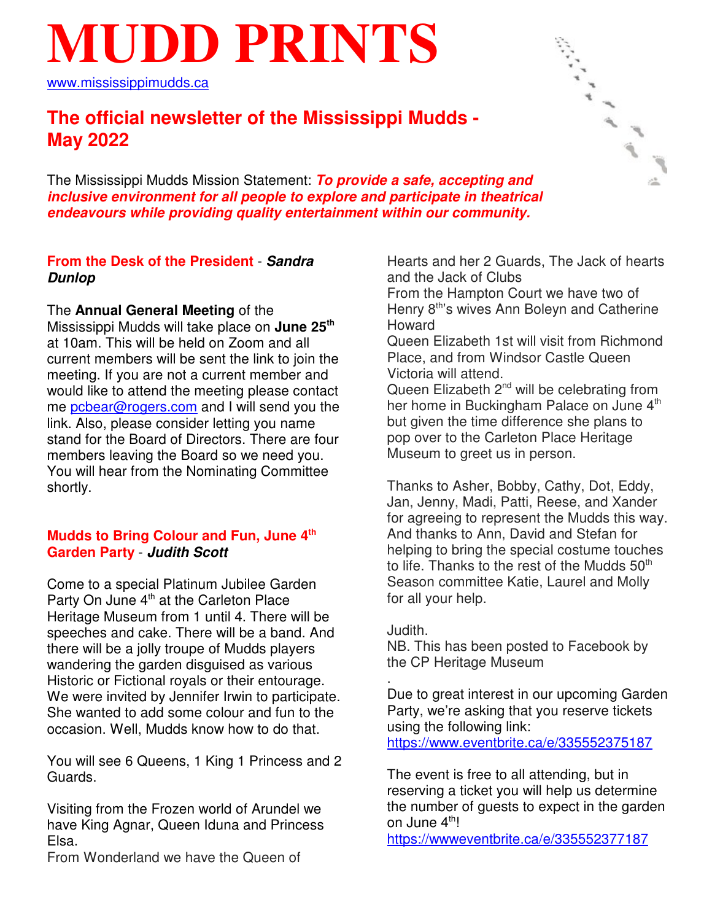# MUDD PRINTS

www.mississippimudds.ca

## The official newsletter of the Mississippi Mudds - May 2022

The Mississippi Mudds Mission Statement: ***To provide a safe, accepting and inclusive environment for all people to explore and participate in theatrical endeavours while providing quality entertainment within our community.***

### From the Desk of the President - *Sandra Dunlop*

The **Annual General Meeting** of the Mississippi Mudds will take place on **June 25th** at 10am. This will be held on Zoom and all current members will be sent the link to join the meeting. If you are not a current member and would like to attend the meeting please contact me pcbear@rogers.com and I will send you the link. Also, please consider letting you name stand for the Board of Directors. There are four members leaving the Board so we need you. You will hear from the Nominating Committee shortly.

### Mudds to Bring Colour and Fun, June 4th Garden Party - *Judith Scott*

Come to a special Platinum Jubilee Garden Party On June 4th at the Carleton Place Heritage Museum from 1 until 4. There will be speeches and cake. There will be a band. And there will be a jolly troupe of Mudds players wandering the garden disguised as various Historic or Fictional royals or their entourage. We were invited by Jennifer Irwin to participate. She wanted to add some colour and fun to the occasion. Well, Mudds know how to do that.

You will see 6 Queens, 1 King 1 Princess and 2 Guards.

Visiting from the Frozen world of Arundel we have King Agnar, Queen Iduna and Princess Elsa.
From Wonderland we have the Queen of Hearts and her 2 Guards, The Jack of hearts and the Jack of Clubs
From the Hampton Court we have two of Henry 8th's wives Ann Boleyn and Catherine Howard
Queen Elizabeth 1st will visit from Richmond Place, and from Windsor Castle Queen Victoria will attend.
Queen Elizabeth 2nd will be celebrating from her home in Buckingham Palace on June 4th but given the time difference she plans to pop over to the Carleton Place Heritage Museum to greet us in person.

Thanks to Asher, Bobby, Cathy, Dot, Eddy, Jan, Jenny, Madi, Patti, Reese, and Xander for agreeing to represent the Mudds this way. And thanks to Ann, David and Stefan for helping to bring the special costume touches to life. Thanks to the rest of the Mudds 50th Season committee Katie, Laurel and Molly for all your help.

Judith.
NB. This has been posted to Facebook by the CP Heritage Museum

.
Due to great interest in our upcoming Garden Party, we're asking that you reserve tickets using the following link:
https://www.eventbrite.ca/e/335552375187

The event is free to all attending, but in reserving a ticket you will help us determine the number of guests to expect in the garden on June 4th!
https://wwweventbrite.ca/e/335552377187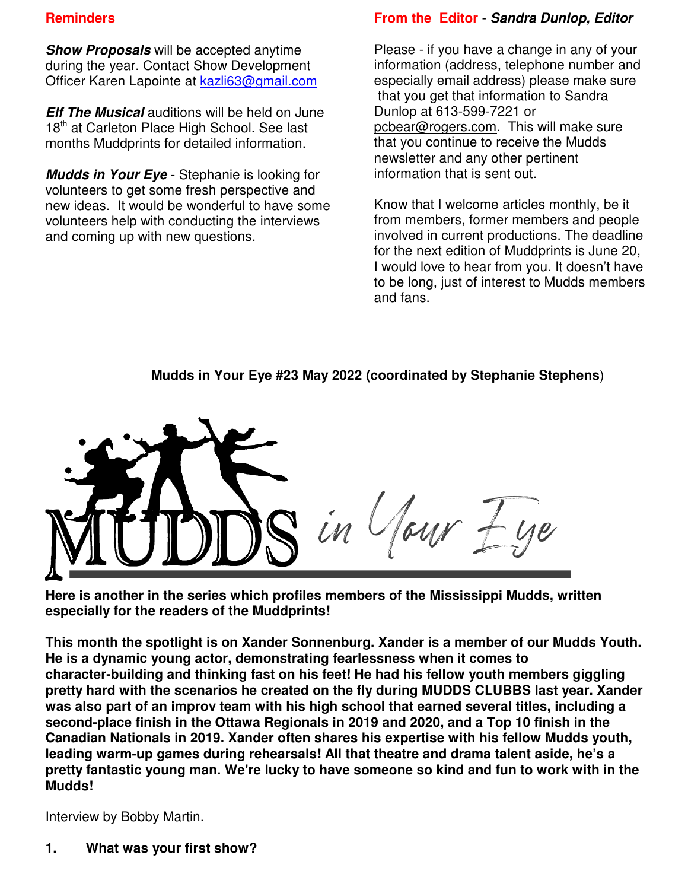## Reminders

***Show Proposals*** will be accepted anytime during the year. Contact Show Development Officer Karen Lapointe at kazli63@gmail.com

***Elf The Musical*** auditions will be held on June 18th at Carleton Place High School. See last months Muddprints for detailed information.

***Mudds in Your Eye*** - Stephanie is looking for volunteers to get some fresh perspective and new ideas. It would be wonderful to have some volunteers help with conducting the interviews and coming up with new questions.

## From the Editor - *Sandra Dunlop, Editor*

Please - if you have a change in any of your information (address, telephone number and especially email address) please make sure that you get that information to Sandra Dunlop at 613-599-7221 or pcbear@rogers.com. This will make sure that you continue to receive the Mudds newsletter and any other pertinent information that is sent out.

Know that I welcome articles monthly, be it from members, former members and people involved in current productions. The deadline for the next edition of Muddprints is June 20, I would love to hear from you. It doesn't have to be long, just of interest to Mudds members and fans.

**Mudds in Your Eye #23 May 2022 (coordinated by Stephanie Stephens)**

MUDDS in Your Eye

**Here is another in the series which profiles members of the Mississippi Mudds, written especially for the readers of the Muddprints!**

**This month the spotlight is on Xander Sonnenburg. Xander is a member of our Mudds Youth. He is a dynamic young actor, demonstrating fearlessness when it comes to character-building and thinking fast on his feet! He had his fellow youth members giggling pretty hard with the scenarios he created on the fly during MUDDS CLUBBS last year. Xander was also part of an improv team with his high school that earned several titles, including a second-place finish in the Ottawa Regionals in 2019 and 2020, and a Top 10 finish in the Canadian Nationals in 2019. Xander often shares his expertise with his fellow Mudds youth, leading warm-up games during rehearsals! All that theatre and drama talent aside, he's a pretty fantastic young man. We're lucky to have someone so kind and fun to work with in the Mudds!**

Interview by Bobby Martin.

**1. What was your first show?**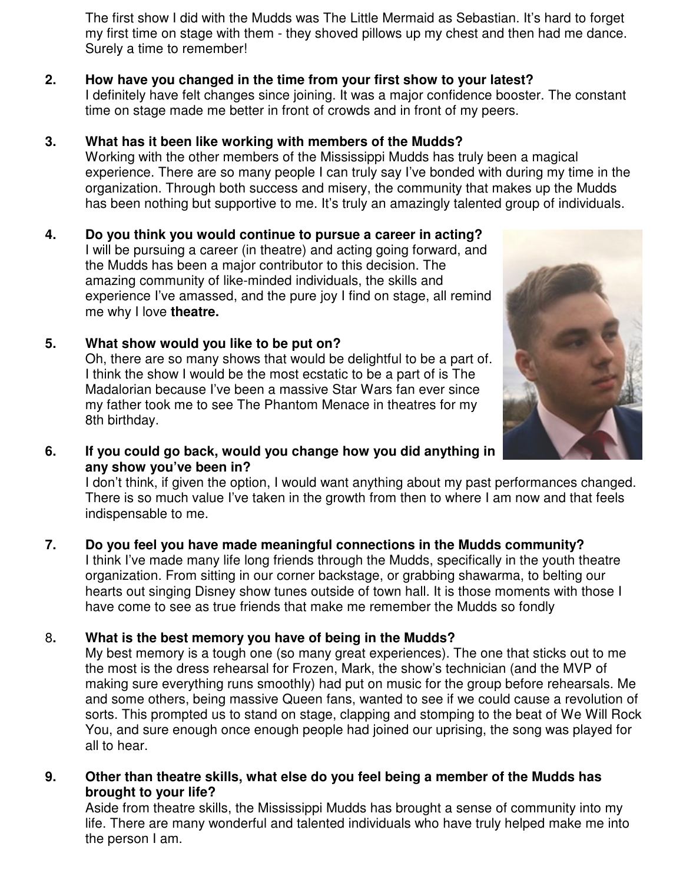The first show I did with the Mudds was The Little Mermaid as Sebastian. It's hard to forget my first time on stage with them - they shoved pillows up my chest and then had me dance. Surely a time to remember!

2. **How have you changed in the time from your first show to your latest?**
   I definitely have felt changes since joining. It was a major confidence booster. The constant time on stage made me better in front of crowds and in front of my peers.

3. **What has it been like working with members of the Mudds?**
   Working with the other members of the Mississippi Mudds has truly been a magical experience. There are so many people I can truly say I've bonded with during my time in the organization. Through both success and misery, the community that makes up the Mudds has been nothing but supportive to me. It's truly an amazingly talented group of individuals.

4. **Do you think you would continue to pursue a career in acting?**
   I will be pursuing a career (in theatre) and acting going forward, and the Mudds has been a major contributor to this decision. The amazing community of like-minded individuals, the skills and experience I've amassed, and the pure joy I find on stage, all remind me why I love **theatre.**

5. **What show would you like to be put on?**
   Oh, there are so many shows that would be delightful to be a part of. I think the show I would be the most ecstatic to be a part of is The Madalorian because I've been a massive Star Wars fan ever since my father took me to see The Phantom Menace in theatres for my 8th birthday.

6. **If you could go back, would you change how you did anything in any show you've been in?**
   I don't think, if given the option, I would want anything about my past performances changed. There is so much value I've taken in the growth from then to where I am now and that feels indispensable to me.

7. **Do you feel you have made meaningful connections in the Mudds community?**
   I think I've made many life long friends through the Mudds, specifically in the youth theatre organization. From sitting in our corner backstage, or grabbing shawarma, to belting our hearts out singing Disney show tunes outside of town hall. It is those moments with those I have come to see as true friends that make me remember the Mudds so fondly

8. **What is the best memory you have of being in the Mudds?**
   My best memory is a tough one (so many great experiences). The one that sticks out to me the most is the dress rehearsal for Frozen, Mark, the show's technician (and the MVP of making sure everything runs smoothly) had put on music for the group before rehearsals. Me and some others, being massive Queen fans, wanted to see if we could cause a revolution of sorts. This prompted us to stand on stage, clapping and stomping to the beat of We Will Rock You, and sure enough once enough people had joined our uprising, the song was played for all to hear.

9. **Other than theatre skills, what else do you feel being a member of the Mudds has brought to your life?**
   Aside from theatre skills, the Mississippi Mudds has brought a sense of community into my life. There are many wonderful and talented individuals who have truly helped make me into the person I am.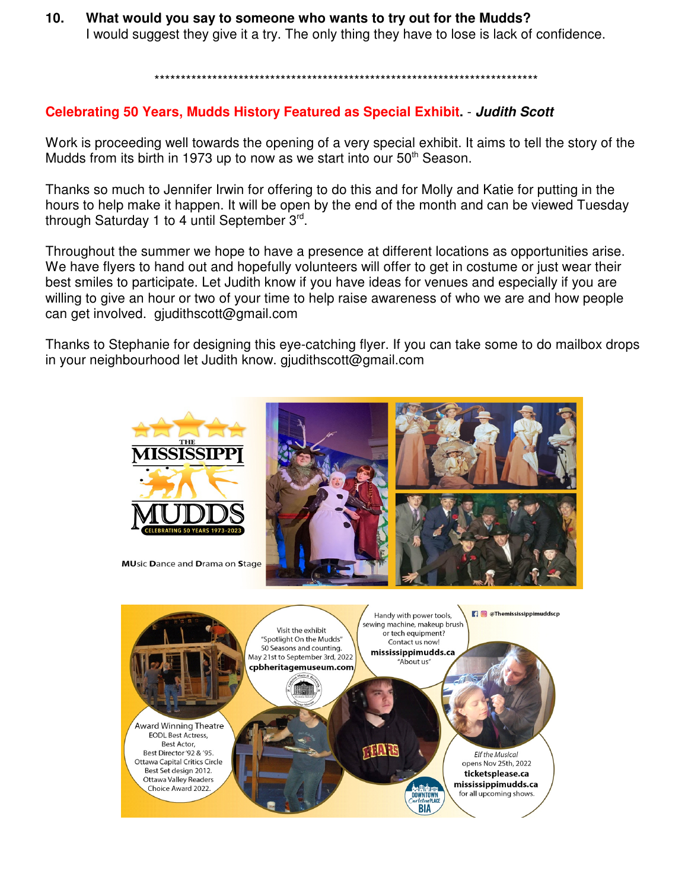**10. What would you say to someone who wants to try out for the Mudds?**
I would suggest they give it a try. The only thing they have to lose is lack of confidence.

***************************************************************************

## Celebrating 50 Years, Mudds History Featured as Special Exhibit. - *Judith Scott*

Work is proceeding well towards the opening of a very special exhibit. It aims to tell the story of the Mudds from its birth in 1973 up to now as we start into our 50th Season.

Thanks so much to Jennifer Irwin for offering to do this and for Molly and Katie for putting in the hours to help make it happen. It will be open by the end of the month and can be viewed Tuesday through Saturday 1 to 4 until September 3rd.

Throughout the summer we hope to have a presence at different locations as opportunities arise. We have flyers to hand out and hopefully volunteers will offer to get in costume or just wear their best smiles to participate. Let Judith know if you have ideas for venues and especially if you are willing to give an hour or two of your time to help raise awareness of who we are and how people can get involved. gjudithscott@gmail.com

Thanks to Stephanie for designing this eye-catching flyer. If you can take some to do mailbox drops in your neighbourhood let Judith know. gjudithscott@gmail.com

THE MISSISSIPPI MUDDS
CELEBRATING 50 YEARS 1973-2023

**MU**sic **D**ance and **D**rama on **S**tage

Visit the exhibit "Spotlight On the Mudds" 50 Seasons and counting. May 21st to September 3rd, 2022 **cpbheritagemuseum.com**

Handy with power tools, sewing machine, makeup brush or tech equipment? Contact us now! **mississippimudds.ca** "About us"

@Themississippimuddscp

Award Winning Theatre
EODL Best Actress, Best Actor, Best Director '92 & '95.
Ottawa Capital Critics Circle Best Set design 2012.
Ottawa Valley Readers Choice Award 2022.

*Elf the Musical* opens Nov 25th, 2022
**ticketsplease.ca**
**mississippimudds.ca**
for all upcoming shows.

DOWNTOWN Carleton Place BIA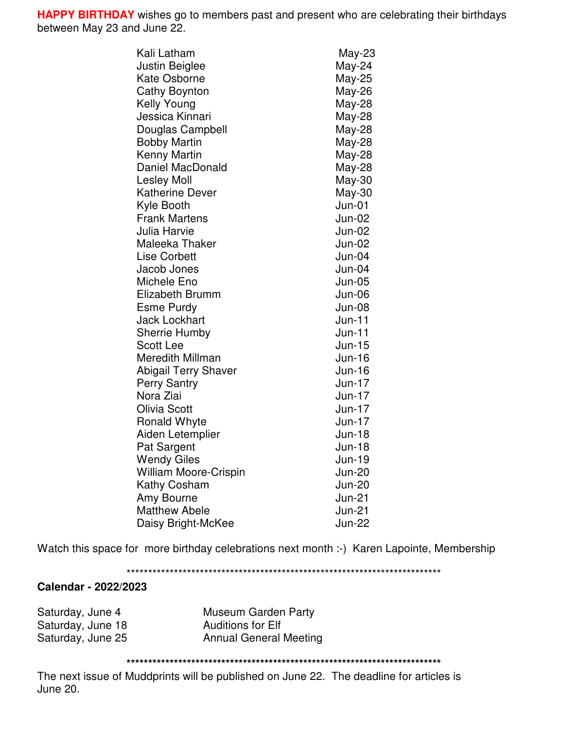**HAPPY BIRTHDAY** wishes go to members past and present who are celebrating their birthdays between May 23 and June 22.

| | |
|---|---|
| Kali Latham | May-23 |
| Justin Beiglee | May-24 |
| Kate Osborne | May-25 |
| Cathy Boynton | May-26 |
| Kelly Young | May-28 |
| Jessica Kinnari | May-28 |
| Douglas Campbell | May-28 |
| Bobby Martin | May-28 |
| Kenny Martin | May-28 |
| Daniel MacDonald | May-28 |
| Lesley Moll | May-30 |
| Katherine Dever | May-30 |
| Kyle Booth | Jun-01 |
| Frank Martens | Jun-02 |
| Julia Harvie | Jun-02 |
| Maleeka Thaker | Jun-02 |
| Lise Corbett | Jun-04 |
| Jacob Jones | Jun-04 |
| Michele Eno | Jun-05 |
| Elizabeth Brumm | Jun-06 |
| Esme Purdy | Jun-08 |
| Jack Lockhart | Jun-11 |
| Sherrie Humby | Jun-11 |
| Scott Lee | Jun-15 |
| Meredith Millman | Jun-16 |
| Abigail Terry Shaver | Jun-16 |
| Perry Santry | Jun-17 |
| Nora Ziai | Jun-17 |
| Olivia Scott | Jun-17 |
| Ronald Whyte | Jun-17 |
| Aiden Letemplier | Jun-18 |
| Pat Sargent | Jun-18 |
| Wendy Giles | Jun-19 |
| William Moore-Crispin | Jun-20 |
| Kathy Cosham | Jun-20 |
| Amy Bourne | Jun-21 |
| Matthew Abele | Jun-21 |
| Daisy Bright-McKee | Jun-22 |

Watch this space for more birthday celebrations next month :-) Karen Lapointe, Membership

\*\*\*\*\*\*\*\*\*\*\*\*\*\*\*\*\*\*\*\*\*\*\*\*\*\*\*\*\*\*\*\*\*\*\*\*\*\*\*\*\*\*\*\*\*\*\*\*\*\*\*\*\*\*\*\*\*\*\*\*\*\*\*\*\*\*\*\*\*\*\*\*\*\*\*\*\*\*

**Calendar - 2022/2023**

| | |
|---|---|
| Saturday, June 4 | Museum Garden Party |
| Saturday, June 18 | Auditions for Elf |
| Saturday, June 25 | Annual General Meeting |

\*\*\*\*\*\*\*\*\*\*\*\*\*\*\*\*\*\*\*\*\*\*\*\*\*\*\*\*\*\*\*\*\*\*\*\*\*\*\*\*\*\*\*\*\*\*\*\*\*\*\*\*\*\*\*\*\*\*\*\*\*\*\*\*\*\*\*\*\*\*\*\*\*\*\*\*\*\*

The next issue of Muddprints will be published on June 22. The deadline for articles is June 20.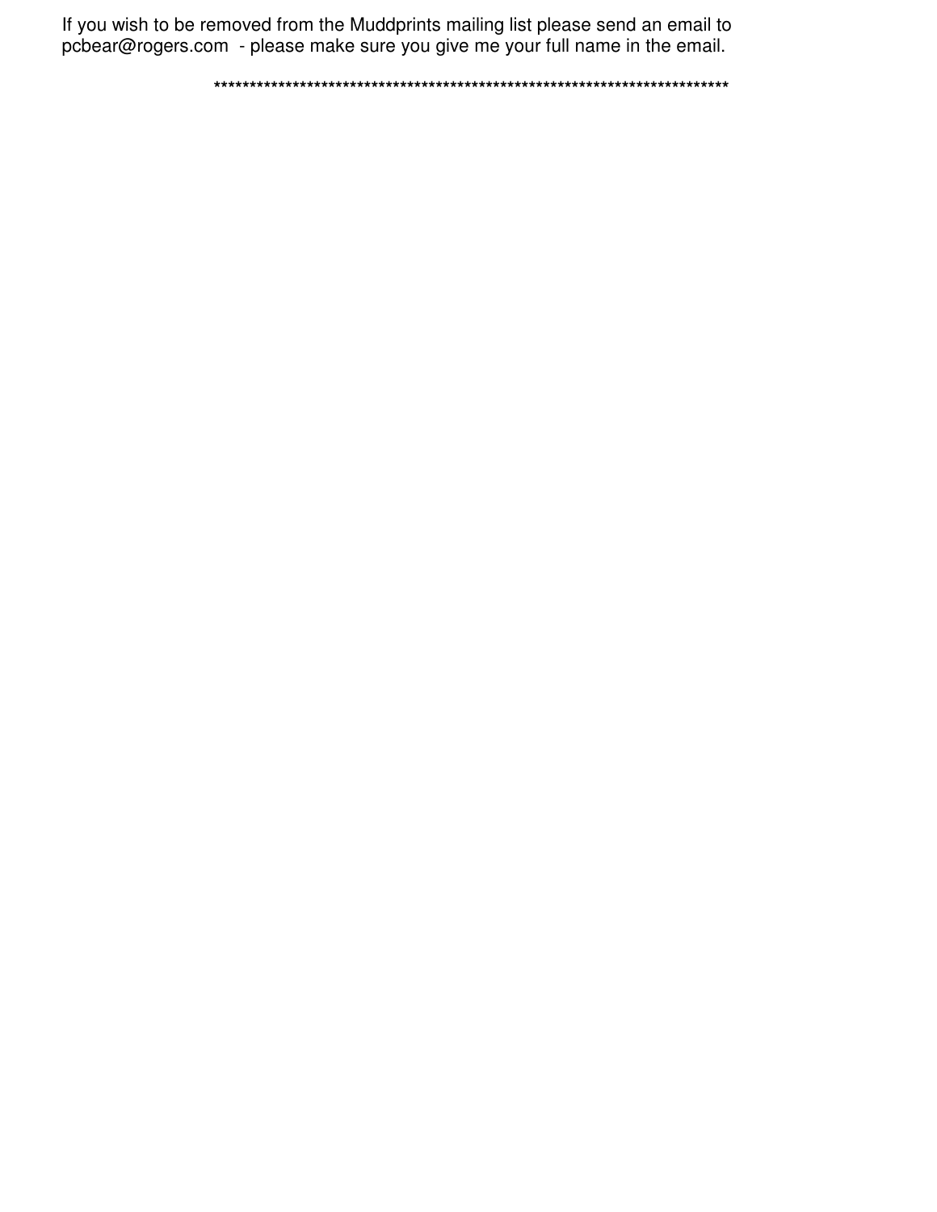If you wish to be removed from the Muddprints mailing list please send an email to pcbear@rogers.com - please make sure you give me your full name in the email.

****************************************************************************